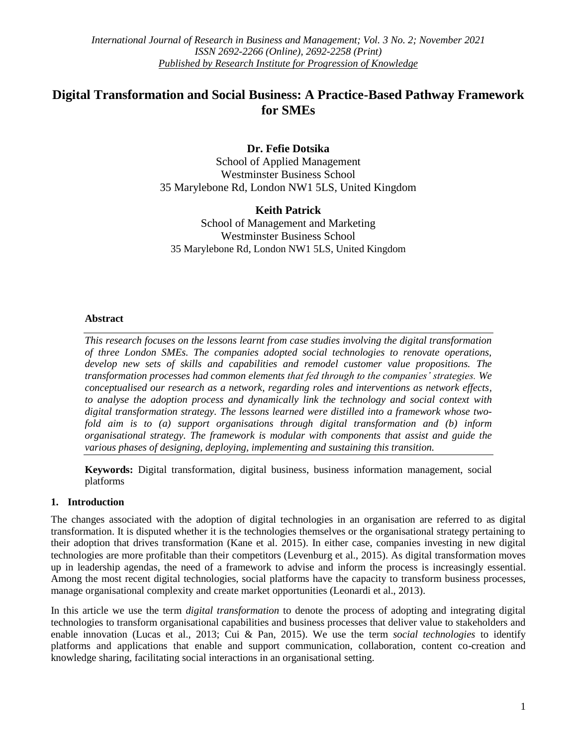# Digital Transformation and Social Business: A Practice-Based Pathway Framework for SMEs

**Dr. Fefie Dotsika**
School of Applied Management
Westminster Business School
35 Marylebone Rd, London NW1 5LS, United Kingdom

**Keith Patrick**
School of Management and Marketing
Westminster Business School
35 Marylebone Rd, London NW1 5LS, United Kingdom

**Abstract**

*This research focuses on the lessons learnt from case studies involving the digital transformation of three London SMEs. The companies adopted social technologies to renovate operations, develop new sets of skills and capabilities and remodel customer value propositions. The transformation processes had common elements that fed through to the companies' strategies. We conceptualised our research as a network, regarding roles and interventions as network effects, to analyse the adoption process and dynamically link the technology and social context with digital transformation strategy. The lessons learned were distilled into a framework whose two-fold aim is to (a) support organisations through digital transformation and (b) inform organisational strategy. The framework is modular with components that assist and guide the various phases of designing, deploying, implementing and sustaining this transition.*

**Keywords:** Digital transformation, digital business, business information management, social platforms

## 1. Introduction

The changes associated with the adoption of digital technologies in an organisation are referred to as digital transformation. It is disputed whether it is the technologies themselves or the organisational strategy pertaining to their adoption that drives transformation (Kane et al. 2015). In either case, companies investing in new digital technologies are more profitable than their competitors (Levenburg et al., 2015). As digital transformation moves up in leadership agendas, the need of a framework to advise and inform the process is increasingly essential. Among the most recent digital technologies, social platforms have the capacity to transform business processes, manage organisational complexity and create market opportunities (Leonardi et al., 2013).

In this article we use the term *digital transformation* to denote the process of adopting and integrating digital technologies to transform organisational capabilities and business processes that deliver value to stakeholders and enable innovation (Lucas et al., 2013; Cui & Pan, 2015). We use the term *social technologies* to identify platforms and applications that enable and support communication, collaboration, content co-creation and knowledge sharing, facilitating social interactions in an organisational setting.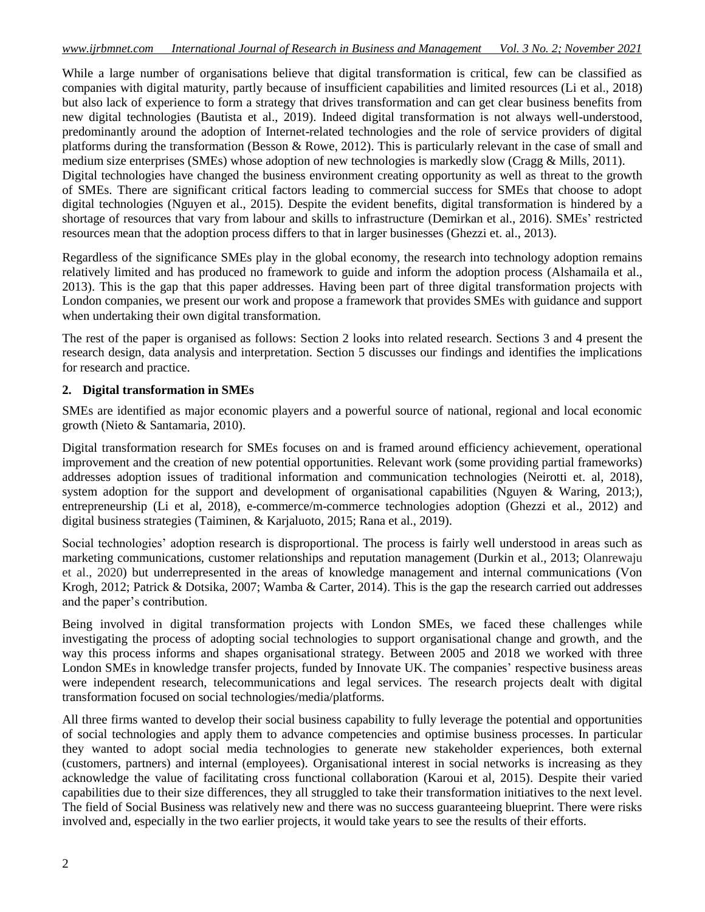While a large number of organisations believe that digital transformation is critical, few can be classified as companies with digital maturity, partly because of insufficient capabilities and limited resources (Li et al., 2018) but also lack of experience to form a strategy that drives transformation and can get clear business benefits from new digital technologies (Bautista et al., 2019). Indeed digital transformation is not always well-understood, predominantly around the adoption of Internet-related technologies and the role of service providers of digital platforms during the transformation (Besson & Rowe, 2012). This is particularly relevant in the case of small and medium size enterprises (SMEs) whose adoption of new technologies is markedly slow (Cragg & Mills, 2011).

Digital technologies have changed the business environment creating opportunity as well as threat to the growth of SMEs. There are significant critical factors leading to commercial success for SMEs that choose to adopt digital technologies (Nguyen et al., 2015). Despite the evident benefits, digital transformation is hindered by a shortage of resources that vary from labour and skills to infrastructure (Demirkan et al., 2016). SMEs' restricted resources mean that the adoption process differs to that in larger businesses (Ghezzi et. al., 2013).

Regardless of the significance SMEs play in the global economy, the research into technology adoption remains relatively limited and has produced no framework to guide and inform the adoption process (Alshamaila et al., 2013). This is the gap that this paper addresses. Having been part of three digital transformation projects with London companies, we present our work and propose a framework that provides SMEs with guidance and support when undertaking their own digital transformation.

The rest of the paper is organised as follows: Section 2 looks into related research. Sections 3 and 4 present the research design, data analysis and interpretation. Section 5 discusses our findings and identifies the implications for research and practice.

## 2. Digital transformation in SMEs

SMEs are identified as major economic players and a powerful source of national, regional and local economic growth (Nieto & Santamaria, 2010).

Digital transformation research for SMEs focuses on and is framed around efficiency achievement, operational improvement and the creation of new potential opportunities. Relevant work (some providing partial frameworks) addresses adoption issues of traditional information and communication technologies (Neirotti et. al, 2018), system adoption for the support and development of organisational capabilities (Nguyen & Waring, 2013;), entrepreneurship (Li et al, 2018), e-commerce/m-commerce technologies adoption (Ghezzi et al., 2012) and digital business strategies (Taiminen, & Karjaluoto, 2015; Rana et al., 2019).

Social technologies' adoption research is disproportional. The process is fairly well understood in areas such as marketing communications, customer relationships and reputation management (Durkin et al., 2013; Olanrewaju et al., 2020) but underrepresented in the areas of knowledge management and internal communications (Von Krogh, 2012; Patrick & Dotsika, 2007; Wamba & Carter, 2014). This is the gap the research carried out addresses and the paper's contribution.

Being involved in digital transformation projects with London SMEs, we faced these challenges while investigating the process of adopting social technologies to support organisational change and growth, and the way this process informs and shapes organisational strategy. Between 2005 and 2018 we worked with three London SMEs in knowledge transfer projects, funded by Innovate UK. The companies' respective business areas were independent research, telecommunications and legal services. The research projects dealt with digital transformation focused on social technologies/media/platforms.

All three firms wanted to develop their social business capability to fully leverage the potential and opportunities of social technologies and apply them to advance competencies and optimise business processes. In particular they wanted to adopt social media technologies to generate new stakeholder experiences, both external (customers, partners) and internal (employees). Organisational interest in social networks is increasing as they acknowledge the value of facilitating cross functional collaboration (Karoui et al, 2015). Despite their varied capabilities due to their size differences, they all struggled to take their transformation initiatives to the next level. The field of Social Business was relatively new and there was no success guaranteeing blueprint. There were risks involved and, especially in the two earlier projects, it would take years to see the results of their efforts.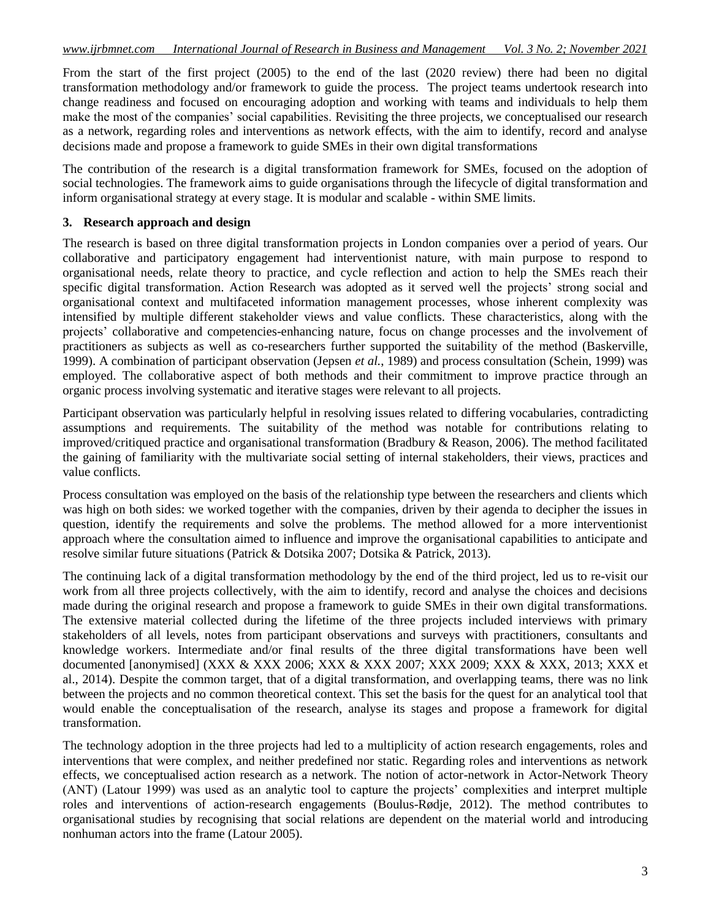From the start of the first project (2005) to the end of the last (2020 review) there had been no digital transformation methodology and/or framework to guide the process. The project teams undertook research into change readiness and focused on encouraging adoption and working with teams and individuals to help them make the most of the companies' social capabilities. Revisiting the three projects, we conceptualised our research as a network, regarding roles and interventions as network effects, with the aim to identify, record and analyse decisions made and propose a framework to guide SMEs in their own digital transformations

The contribution of the research is a digital transformation framework for SMEs, focused on the adoption of social technologies. The framework aims to guide organisations through the lifecycle of digital transformation and inform organisational strategy at every stage. It is modular and scalable - within SME limits.

## 3. Research approach and design

The research is based on three digital transformation projects in London companies over a period of years. Our collaborative and participatory engagement had interventionist nature, with main purpose to respond to organisational needs, relate theory to practice, and cycle reflection and action to help the SMEs reach their specific digital transformation. Action Research was adopted as it served well the projects' strong social and organisational context and multifaceted information management processes, whose inherent complexity was intensified by multiple different stakeholder views and value conflicts. These characteristics, along with the projects' collaborative and competencies-enhancing nature, focus on change processes and the involvement of practitioners as subjects as well as co-researchers further supported the suitability of the method (Baskerville, 1999). A combination of participant observation (Jepsen *et al.*, 1989) and process consultation (Schein, 1999) was employed. The collaborative aspect of both methods and their commitment to improve practice through an organic process involving systematic and iterative stages were relevant to all projects.

Participant observation was particularly helpful in resolving issues related to differing vocabularies, contradicting assumptions and requirements. The suitability of the method was notable for contributions relating to improved/critiqued practice and organisational transformation (Bradbury & Reason, 2006). The method facilitated the gaining of familiarity with the multivariate social setting of internal stakeholders, their views, practices and value conflicts.

Process consultation was employed on the basis of the relationship type between the researchers and clients which was high on both sides: we worked together with the companies, driven by their agenda to decipher the issues in question, identify the requirements and solve the problems. The method allowed for a more interventionist approach where the consultation aimed to influence and improve the organisational capabilities to anticipate and resolve similar future situations (Patrick & Dotsika 2007; Dotsika & Patrick, 2013).

The continuing lack of a digital transformation methodology by the end of the third project, led us to re-visit our work from all three projects collectively, with the aim to identify, record and analyse the choices and decisions made during the original research and propose a framework to guide SMEs in their own digital transformations. The extensive material collected during the lifetime of the three projects included interviews with primary stakeholders of all levels, notes from participant observations and surveys with practitioners, consultants and knowledge workers. Intermediate and/or final results of the three digital transformations have been well documented [anonymised] (XXX & XXX 2006; XXX & XXX 2007; XXX 2009; XXX & XXX, 2013; XXX et al., 2014). Despite the common target, that of a digital transformation, and overlapping teams, there was no link between the projects and no common theoretical context. This set the basis for the quest for an analytical tool that would enable the conceptualisation of the research, analyse its stages and propose a framework for digital transformation.

The technology adoption in the three projects had led to a multiplicity of action research engagements, roles and interventions that were complex, and neither predefined nor static. Regarding roles and interventions as network effects, we conceptualised action research as a network. The notion of actor-network in Actor-Network Theory (ANT) (Latour 1999) was used as an analytic tool to capture the projects' complexities and interpret multiple roles and interventions of action-research engagements (Boulus-Rødje, 2012). The method contributes to organisational studies by recognising that social relations are dependent on the material world and introducing nonhuman actors into the frame (Latour 2005).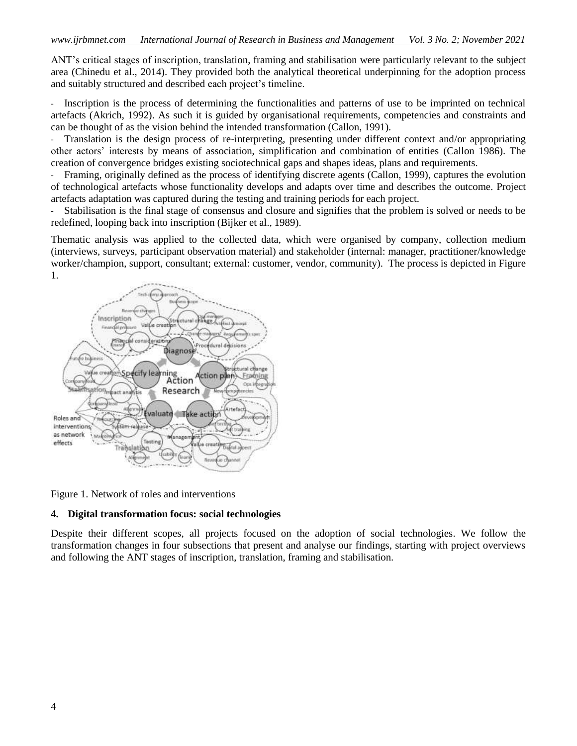ANT's critical stages of inscription, translation, framing and stabilisation were particularly relevant to the subject area (Chinedu et al., 2014). They provided both the analytical theoretical underpinning for the adoption process and suitably structured and described each project's timeline.

- Inscription is the process of determining the functionalities and patterns of use to be imprinted on technical artefacts (Akrich, 1992). As such it is guided by organisational requirements, competencies and constraints and can be thought of as the vision behind the intended transformation (Callon, 1991).
- Translation is the design process of re-interpreting, presenting under different context and/or appropriating other actors' interests by means of association, simplification and combination of entities (Callon 1986). The creation of convergence bridges existing sociotechnical gaps and shapes ideas, plans and requirements.
- Framing, originally defined as the process of identifying discrete agents (Callon, 1999), captures the evolution of technological artefacts whose functionality develops and adapts over time and describes the outcome. Project artefacts adaptation was captured during the testing and training periods for each project.
- Stabilisation is the final stage of consensus and closure and signifies that the problem is solved or needs to be redefined, looping back into inscription (Bijker et al., 1989).

Thematic analysis was applied to the collected data, which were organised by company, collection medium (interviews, surveys, participant observation material) and stakeholder (internal: manager, practitioner/knowledge worker/champion, support, consultant; external: customer, vendor, community). The process is depicted in Figure 1.

Figure 1. Network of roles and interventions

## 4. Digital transformation focus: social technologies

Despite their different scopes, all projects focused on the adoption of social technologies. We follow the transformation changes in four subsections that present and analyse our findings, starting with project overviews and following the ANT stages of inscription, translation, framing and stabilisation.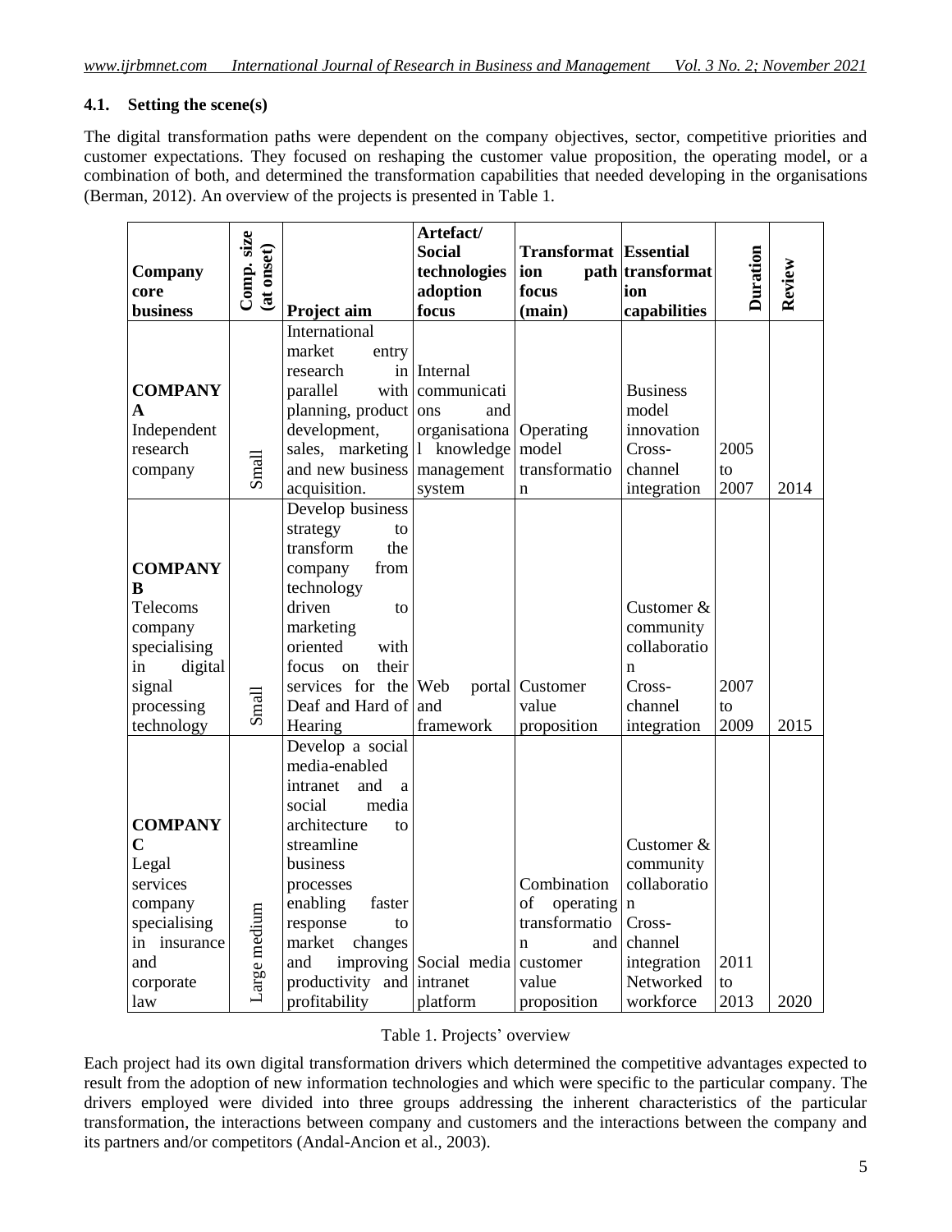## 4.1. Setting the scene(s)

The digital transformation paths were dependent on the company objectives, sector, competitive priorities and customer expectations. They focused on reshaping the customer value proposition, the operating model, or a combination of both, and determined the transformation capabilities that needed developing in the organisations (Berman, 2012). An overview of the projects is presented in Table 1.

| Company core business | Comp. size (at onset) | Project aim | Artefact/ Social technologies adoption focus | Transformation path focus (main) | Essential transformation capabilities | Duration | Review |
|---|---|---|---|---|---|---|---|
| **COMPANY A** Independent research company | Small | International market entry research in parallel with planning, product development, sales, marketing and new business acquisition. | Internal communications and organisational knowledge management system | Operating model transformation | Business model innovation Cross-channel integration | 2005 to 2007 | 2014 |
| **COMPANY B** Telecoms company specialising in digital signal processing technology | Small | Develop business strategy to transform the company from technology driven to marketing oriented with focus on their services for the Deaf and Hard of Hearing | Web portal and framework | Customer value proposition | Customer & community collaboration Cross-channel integration | 2007 to 2009 | 2015 |
| **COMPANY C** Legal services company specialising in insurance and corporate law | Large medium | Develop a social media-enabled intranet and a social media architecture to streamline business processes enabling faster response to market changes and improving productivity and profitability | Social media intranet platform | Combination of operating transformation and customer value proposition | Customer & community collaboration Cross-channel integration Networked workforce | 2011 to 2013 | 2020 |

Table 1. Projects' overview

Each project had its own digital transformation drivers which determined the competitive advantages expected to result from the adoption of new information technologies and which were specific to the particular company. The drivers employed were divided into three groups addressing the inherent characteristics of the particular transformation, the interactions between company and customers and the interactions between the company and its partners and/or competitors (Andal-Ancion et al., 2003).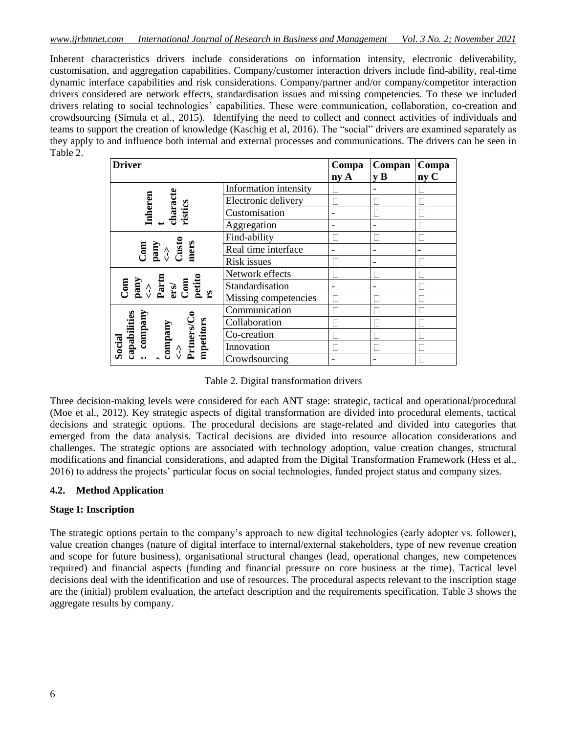Inherent characteristics drivers include considerations on information intensity, electronic deliverability, customisation, and aggregation capabilities. Company/customer interaction drivers include find-ability, real-time dynamic interface capabilities and risk considerations. Company/partner and/or company/competitor interaction drivers considered are network effects, standardisation issues and missing competencies. To these we included drivers relating to social technologies' capabilities. These were communication, collaboration, co-creation and crowdsourcing (Simula et al., 2015). Identifying the need to collect and connect activities of individuals and teams to support the creation of knowledge (Kaschig et al, 2016). The "social" drivers are examined separately as they apply to and influence both internal and external processes and communications. The drivers can be seen in Table 2.

| Driver | | Company A | Company B | Company C |
|---|---|---|---|---|
| Inherent characteristics | Information intensity | □ | - | □ |
| | Electronic delivery | □ | □ | □ |
| | Customisation | - | □ | □ |
| | Aggregation | - | - | □ |
| Company <-> Customers | Find-ability | □ | □ | □ |
| | Real time interface | - | - | - |
| | Risk issues | □ | - | □ |
| Company <-> Partners/ Competitors | Network effects | □ | □ | □ |
| | Standardisation | - | - | □ |
| | Missing competencies | □ | □ | □ |
| Social capabilities: company, company <-> Prtners/Competitors | Communication | □ | □ | □ |
| | Collaboration | □ | □ | □ |
| | Co-creation | □ | □ | □ |
| | Innovation | □ | □ | □ |
| | Crowdsourcing | - | - | □ |

Table 2. Digital transformation drivers

Three decision-making levels were considered for each ANT stage: strategic, tactical and operational/procedural (Moe et al., 2012). Key strategic aspects of digital transformation are divided into procedural elements, tactical decisions and strategic options. The procedural decisions are stage-related and divided into categories that emerged from the data analysis. Tactical decisions are divided into resource allocation considerations and challenges. The strategic options are associated with technology adoption, value creation changes, structural modifications and financial considerations, and adapted from the Digital Transformation Framework (Hess et al., 2016) to address the projects' particular focus on social technologies, funded project status and company sizes.

### 4.2. Method Application

#### Stage I: Inscription

The strategic options pertain to the company's approach to new digital technologies (early adopter vs. follower), value creation changes (nature of digital interface to internal/external stakeholders, type of new revenue creation and scope for future business), organisational structural changes (lead, operational changes, new competences required) and financial aspects (funding and financial pressure on core business at the time). Tactical level decisions deal with the identification and use of resources. The procedural aspects relevant to the inscription stage are the (initial) problem evaluation, the artefact description and the requirements specification. Table 3 shows the aggregate results by company.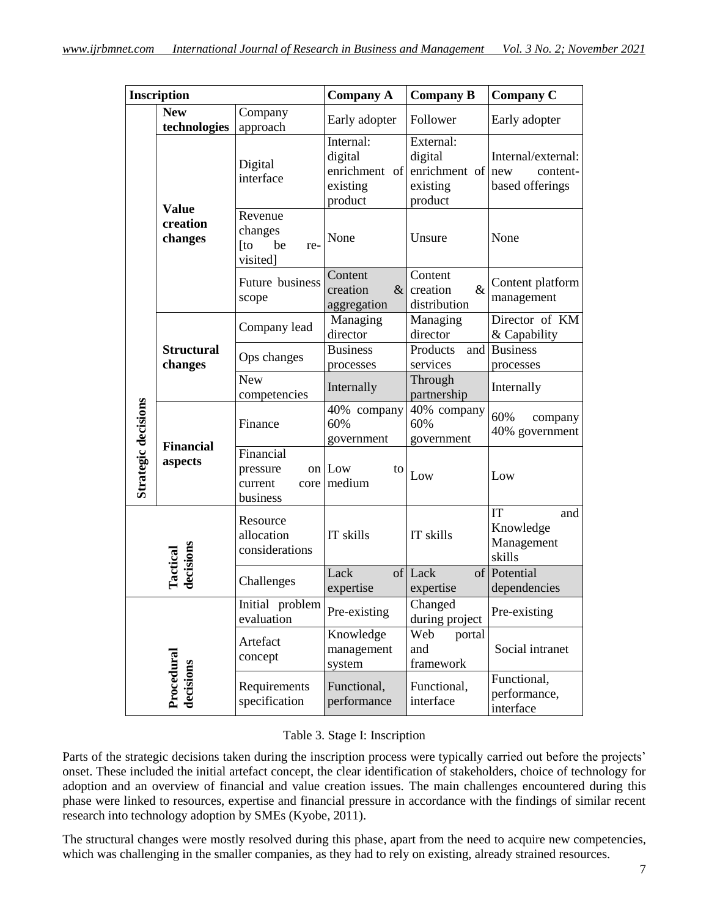| Inscription | | | Company A | Company B | Company C |
|---|---|---|---|---|---|
| Strategic decisions | **New technologies** | Company approach | Early adopter | Follower | Early adopter |
| | **Value creation changes** | Digital interface | Internal: digital enrichment of existing product | External: digital enrichment of existing product | Internal/external: new content-based offerings |
| | | Revenue changes [to be re-visited] | None | Unsure | None |
| | | Future business scope | Content creation & aggregation | Content creation & distribution | Content platform management |
| | **Structural changes** | Company lead | Managing director | Managing director | Director of KM & Capability |
| | | Ops changes | Business processes | Products and services | Business processes |
| | | New competencies | Internally | Through partnership | Internally |
| | **Financial aspects** | Finance | 40% company 60% government | 40% company 60% government | 60% company 40% government |
| | | Financial pressure on current core business | Low to medium | Low | Low |
| Tactical decisions | | Resource allocation considerations | IT skills | IT skills | IT and Knowledge Management skills |
| | | Challenges | Lack of expertise | Lack of expertise | Potential dependencies |
| Procedural decisions | | Initial problem evaluation | Pre-existing | Changed during project | Pre-existing |
| | | Artefact concept | Knowledge management system | Web portal and framework | Social intranet |
| | | Requirements specification | Functional, performance | Functional, interface | Functional, performance, interface |

Table 3. Stage I: Inscription

Parts of the strategic decisions taken during the inscription process were typically carried out before the projects' onset. These included the initial artefact concept, the clear identification of stakeholders, choice of technology for adoption and an overview of financial and value creation issues. The main challenges encountered during this phase were linked to resources, expertise and financial pressure in accordance with the findings of similar recent research into technology adoption by SMEs (Kyobe, 2011).

The structural changes were mostly resolved during this phase, apart from the need to acquire new competencies, which was challenging in the smaller companies, as they had to rely on existing, already strained resources.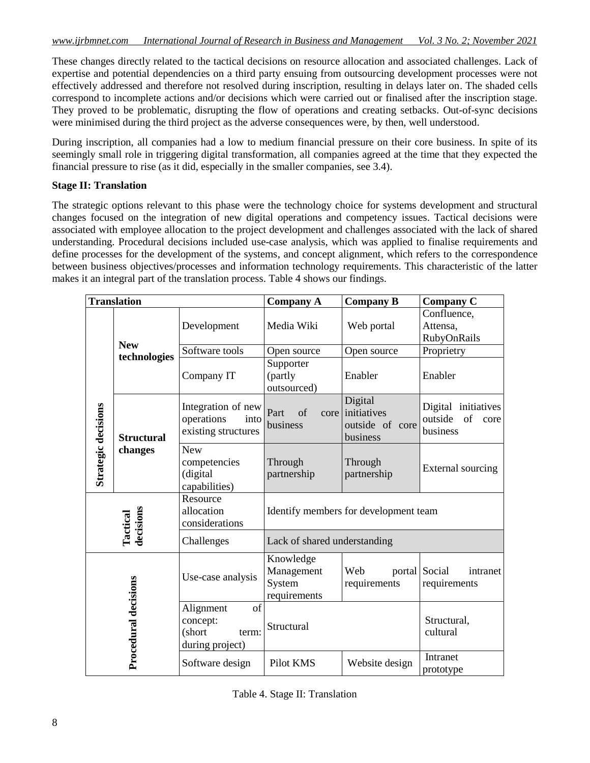These changes directly related to the tactical decisions on resource allocation and associated challenges. Lack of expertise and potential dependencies on a third party ensuing from outsourcing development processes were not effectively addressed and therefore not resolved during inscription, resulting in delays later on. The shaded cells correspond to incomplete actions and/or decisions which were carried out or finalised after the inscription stage. They proved to be problematic, disrupting the flow of operations and creating setbacks. Out-of-sync decisions were minimised during the third project as the adverse consequences were, by then, well understood.

During inscription, all companies had a low to medium financial pressure on their core business. In spite of its seemingly small role in triggering digital transformation, all companies agreed at the time that they expected the financial pressure to rise (as it did, especially in the smaller companies, see 3.4).

**Stage II: Translation**

The strategic options relevant to this phase were the technology choice for systems development and structural changes focused on the integration of new digital operations and competency issues. Tactical decisions were associated with employee allocation to the project development and challenges associated with the lack of shared understanding. Procedural decisions included use-case analysis, which was applied to finalise requirements and define processes for the development of the systems, and concept alignment, which refers to the correspondence between business objectives/processes and information technology requirements. This characteristic of the latter makes it an integral part of the translation process. Table 4 shows our findings.

| Translation | | | Company A | Company B | Company C |
|---|---|---|---|---|---|
| Strategic decisions | New technologies | Development | Media Wiki | Web portal | Confluence, Attensa, RubyOnRails |
| | | Software tools | Open source | Open source | Proprietry |
| | | Company IT | Supporter (partly outsourced) | Enabler | Enabler |
| | Structural changes | Integration of new operations into existing structures | Part of core business | Digital initiatives outside of core business | Digital initiatives outside of core business |
| | | New competencies (digital capabilities) | Through partnership | Through partnership | External sourcing |
| Tactical decisions | | Resource allocation considerations | Identify members for development team | | |
| | | Challenges | Lack of shared understanding | | |
| Procedural decisions | | Use-case analysis | Knowledge Management System requirements | Web portal requirements | Social intranet requirements |
| | | Alignment of concept: (short term: during project) | Structural | | Structural, cultural |
| | | Software design | Pilot KMS | Website design | Intranet prototype |

Table 4. Stage II: Translation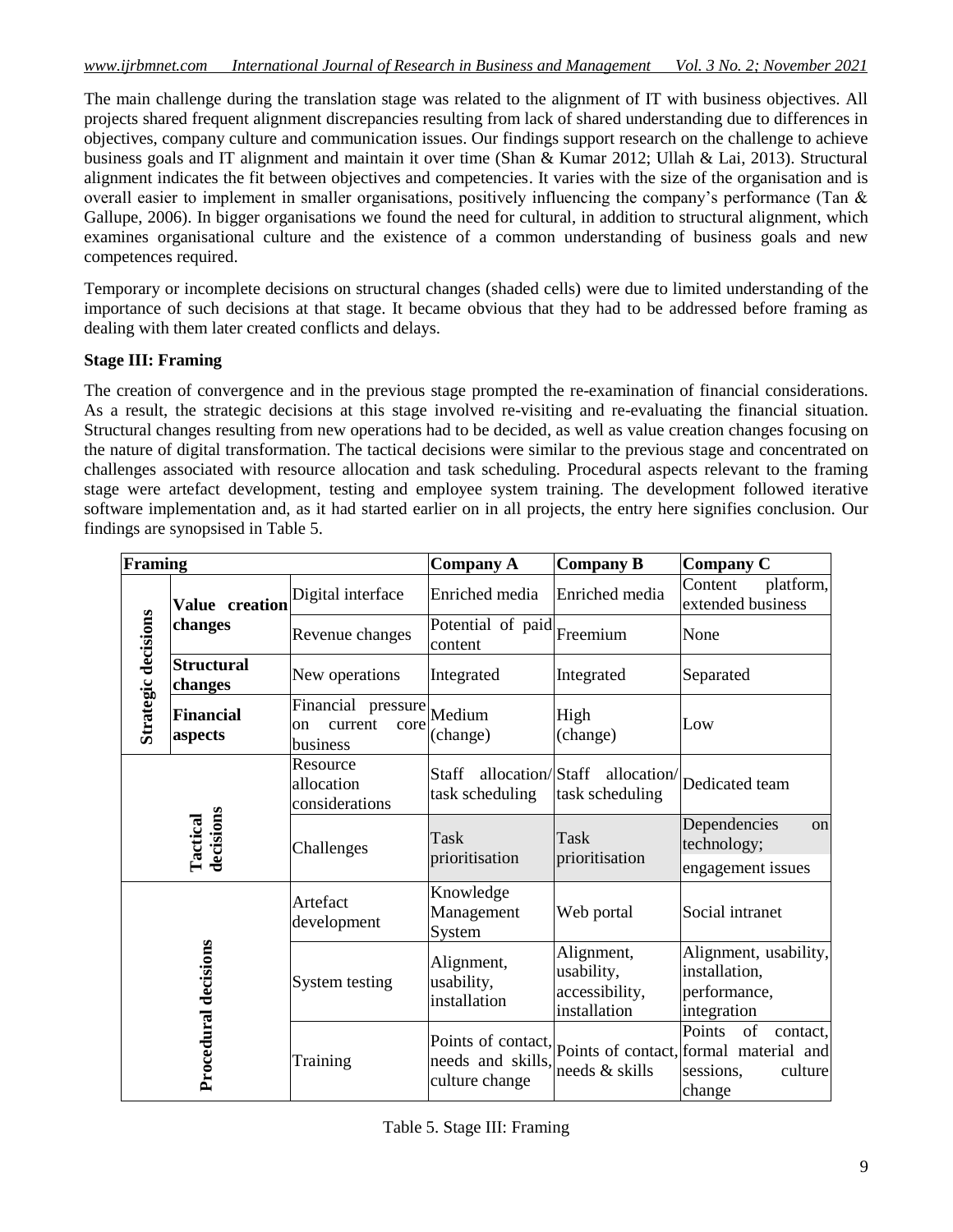The main challenge during the translation stage was related to the alignment of IT with business objectives. All projects shared frequent alignment discrepancies resulting from lack of shared understanding due to differences in objectives, company culture and communication issues. Our findings support research on the challenge to achieve business goals and IT alignment and maintain it over time (Shan & Kumar 2012; Ullah & Lai, 2013). Structural alignment indicates the fit between objectives and competencies. It varies with the size of the organisation and is overall easier to implement in smaller organisations, positively influencing the company's performance (Tan & Gallupe, 2006). In bigger organisations we found the need for cultural, in addition to structural alignment, which examines organisational culture and the existence of a common understanding of business goals and new competences required.

Temporary or incomplete decisions on structural changes (shaded cells) were due to limited understanding of the importance of such decisions at that stage. It became obvious that they had to be addressed before framing as dealing with them later created conflicts and delays.

**Stage III: Framing**

The creation of convergence and in the previous stage prompted the re-examination of financial considerations. As a result, the strategic decisions at this stage involved re-visiting and re-evaluating the financial situation. Structural changes resulting from new operations had to be decided, as well as value creation changes focusing on the nature of digital transformation. The tactical decisions were similar to the previous stage and concentrated on challenges associated with resource allocation and task scheduling. Procedural aspects relevant to the framing stage were artefact development, testing and employee system training. The development followed iterative software implementation and, as it had started earlier on in all projects, the entry here signifies conclusion. Our findings are synopsised in Table 5.

| Framing | | | Company A | Company B | Company C |
|---|---|---|---|---|---|
| Strategic decisions | Value creation changes | Digital interface | Enriched media | Enriched media | Content platform, extended business |
| | | Revenue changes | Potential of paid content | Freemium | None |
| | Structural changes | New operations | Integrated | Integrated | Separated |
| | Financial aspects | Financial pressure on current core business | Medium (change) | High (change) | Low |
| Tactical decisions | | Resource allocation considerations | Staff allocation/ task scheduling | Staff allocation/ task scheduling | Dedicated team |
| | | Challenges | Task prioritisation | Task prioritisation | Dependencies on technology; engagement issues |
| Procedural decisions | | Artefact development | Knowledge Management System | Web portal | Social intranet |
| | | System testing | Alignment, usability, installation | Alignment, usability, accessibility, installation | Alignment, usability, installation, performance, integration |
| | | Training | Points of contact, needs and skills, culture change | Points of contact, needs & skills | Points of contact, formal material and sessions, culture change |

Table 5. Stage III: Framing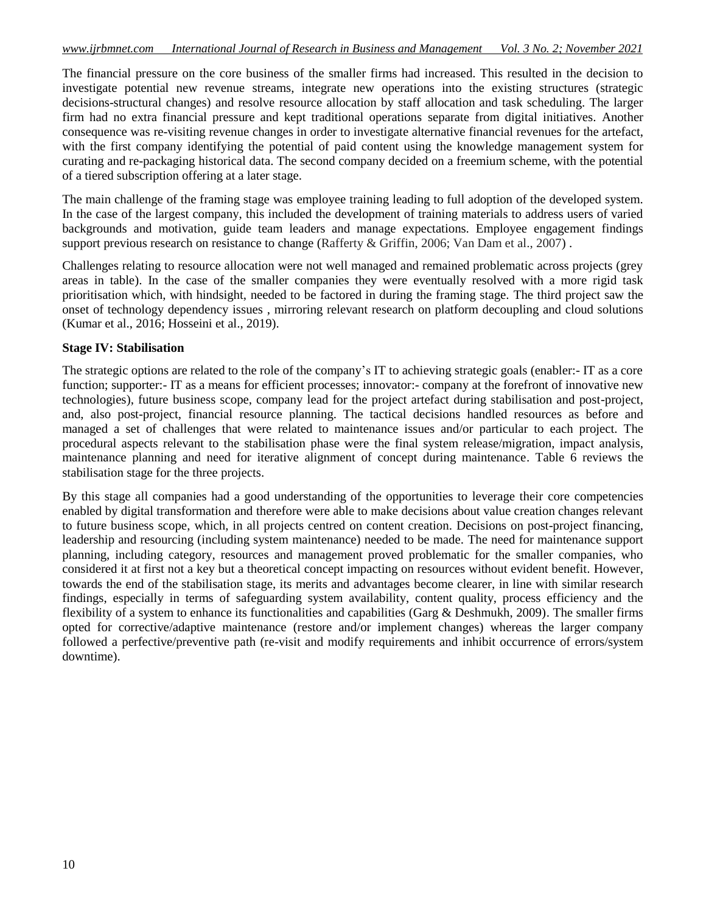The financial pressure on the core business of the smaller firms had increased. This resulted in the decision to investigate potential new revenue streams, integrate new operations into the existing structures (strategic decisions-structural changes) and resolve resource allocation by staff allocation and task scheduling. The larger firm had no extra financial pressure and kept traditional operations separate from digital initiatives. Another consequence was re-visiting revenue changes in order to investigate alternative financial revenues for the artefact, with the first company identifying the potential of paid content using the knowledge management system for curating and re-packaging historical data. The second company decided on a freemium scheme, with the potential of a tiered subscription offering at a later stage.

The main challenge of the framing stage was employee training leading to full adoption of the developed system. In the case of the largest company, this included the development of training materials to address users of varied backgrounds and motivation, guide team leaders and manage expectations. Employee engagement findings support previous research on resistance to change (Rafferty & Griffin, 2006; Van Dam et al., 2007) .

Challenges relating to resource allocation were not well managed and remained problematic across projects (grey areas in table). In the case of the smaller companies they were eventually resolved with a more rigid task prioritisation which, with hindsight, needed to be factored in during the framing stage. The third project saw the onset of technology dependency issues , mirroring relevant research on platform decoupling and cloud solutions (Kumar et al., 2016; Hosseini et al., 2019).

**Stage IV: Stabilisation**

The strategic options are related to the role of the company's IT to achieving strategic goals (enabler:- IT as a core function; supporter:- IT as a means for efficient processes; innovator:- company at the forefront of innovative new technologies), future business scope, company lead for the project artefact during stabilisation and post-project, and, also post-project, financial resource planning. The tactical decisions handled resources as before and managed a set of challenges that were related to maintenance issues and/or particular to each project. The procedural aspects relevant to the stabilisation phase were the final system release/migration, impact analysis, maintenance planning and need for iterative alignment of concept during maintenance. Table 6 reviews the stabilisation stage for the three projects.

By this stage all companies had a good understanding of the opportunities to leverage their core competencies enabled by digital transformation and therefore were able to make decisions about value creation changes relevant to future business scope, which, in all projects centred on content creation. Decisions on post-project financing, leadership and resourcing (including system maintenance) needed to be made. The need for maintenance support planning, including category, resources and management proved problematic for the smaller companies, who considered it at first not a key but a theoretical concept impacting on resources without evident benefit. However, towards the end of the stabilisation stage, its merits and advantages become clearer, in line with similar research findings, especially in terms of safeguarding system availability, content quality, process efficiency and the flexibility of a system to enhance its functionalities and capabilities (Garg & Deshmukh, 2009). The smaller firms opted for corrective/adaptive maintenance (restore and/or implement changes) whereas the larger company followed a perfective/preventive path (re-visit and modify requirements and inhibit occurrence of errors/system downtime).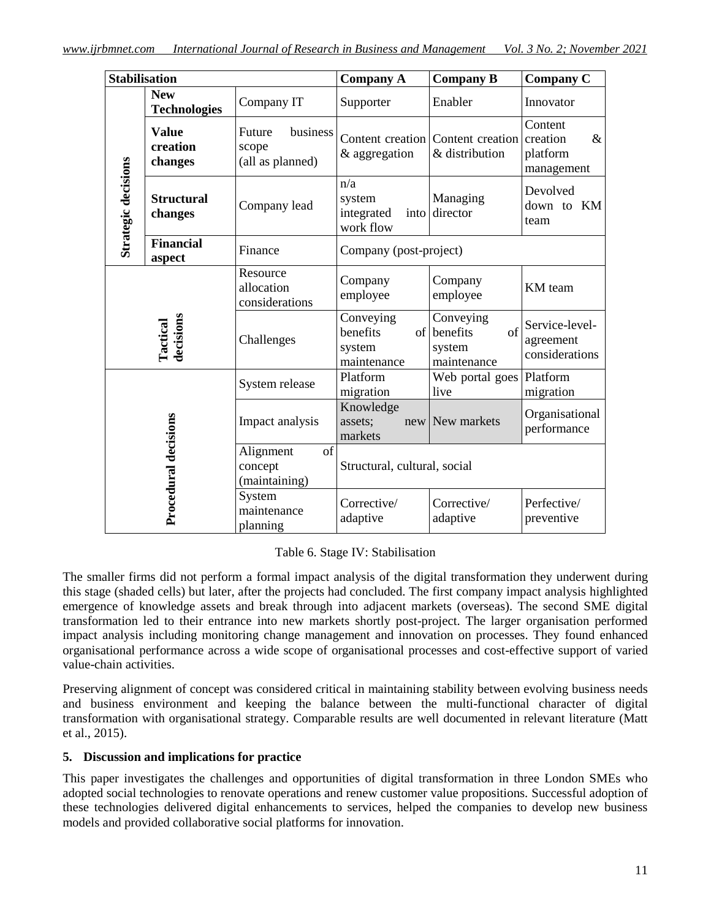| Stabilisation | | | Company A | Company B | Company C |
|---|---|---|---|---|---|
| Strategic decisions | **New Technologies** | Company IT | Supporter | Enabler | Innovator |
| | **Value creation changes** | Future business scope (all as planned) | Content creation & aggregation | Content creation & distribution | Content creation & platform management |
| | **Structural changes** | Company lead | n/a system integrated into work flow | Managing director | Devolved down to KM team |
| | **Financial aspect** | Finance | Company (post-project) | | |
| Tactical decisions | | Resource allocation considerations | Company employee | Company employee | KM team |
| | | Challenges | Conveying benefits of system maintenance | Conveying benefits of system maintenance | Service-level-agreement considerations |
| Procedural decisions | | System release | Platform migration | Web portal goes live | Platform migration |
| | | Impact analysis | Knowledge assets; new markets | New markets | Organisational performance |
| | | Alignment of concept (maintaining) | Structural, cultural, social | | |
| | | System maintenance planning | Corrective/ adaptive | Corrective/ adaptive | Perfective/ preventive |

Table 6. Stage IV: Stabilisation

The smaller firms did not perform a formal impact analysis of the digital transformation they underwent during this stage (shaded cells) but later, after the projects had concluded. The first company impact analysis highlighted emergence of knowledge assets and break through into adjacent markets (overseas). The second SME digital transformation led to their entrance into new markets shortly post-project. The larger organisation performed impact analysis including monitoring change management and innovation on processes. They found enhanced organisational performance across a wide scope of organisational processes and cost-effective support of varied value-chain activities.

Preserving alignment of concept was considered critical in maintaining stability between evolving business needs and business environment and keeping the balance between the multi-functional character of digital transformation with organisational strategy. Comparable results are well documented in relevant literature (Matt et al., 2015).

## 5. Discussion and implications for practice

This paper investigates the challenges and opportunities of digital transformation in three London SMEs who adopted social technologies to renovate operations and renew customer value propositions. Successful adoption of these technologies delivered digital enhancements to services, helped the companies to develop new business models and provided collaborative social platforms for innovation.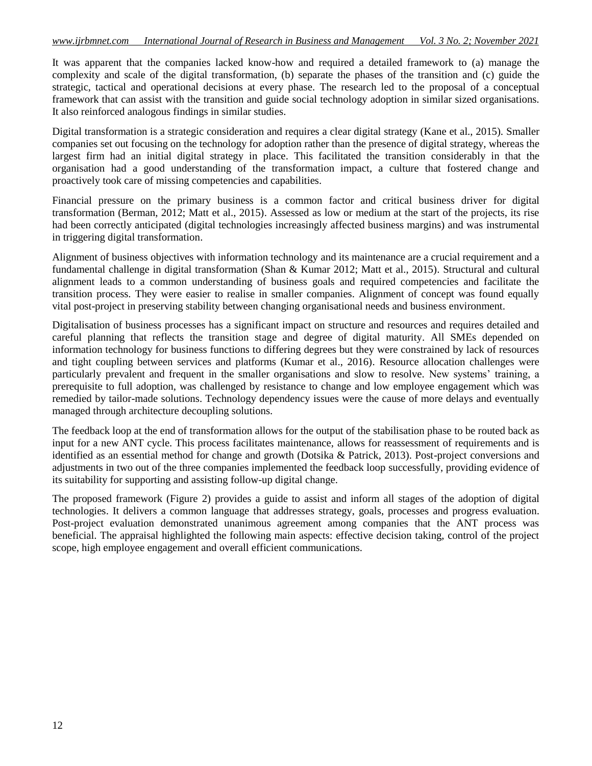It was apparent that the companies lacked know-how and required a detailed framework to (a) manage the complexity and scale of the digital transformation, (b) separate the phases of the transition and (c) guide the strategic, tactical and operational decisions at every phase. The research led to the proposal of a conceptual framework that can assist with the transition and guide social technology adoption in similar sized organisations. It also reinforced analogous findings in similar studies.

Digital transformation is a strategic consideration and requires a clear digital strategy (Kane et al., 2015). Smaller companies set out focusing on the technology for adoption rather than the presence of digital strategy, whereas the largest firm had an initial digital strategy in place. This facilitated the transition considerably in that the organisation had a good understanding of the transformation impact, a culture that fostered change and proactively took care of missing competencies and capabilities.

Financial pressure on the primary business is a common factor and critical business driver for digital transformation (Berman, 2012; Matt et al., 2015). Assessed as low or medium at the start of the projects, its rise had been correctly anticipated (digital technologies increasingly affected business margins) and was instrumental in triggering digital transformation.

Alignment of business objectives with information technology and its maintenance are a crucial requirement and a fundamental challenge in digital transformation (Shan & Kumar 2012; Matt et al., 2015). Structural and cultural alignment leads to a common understanding of business goals and required competencies and facilitate the transition process. They were easier to realise in smaller companies. Alignment of concept was found equally vital post-project in preserving stability between changing organisational needs and business environment.

Digitalisation of business processes has a significant impact on structure and resources and requires detailed and careful planning that reflects the transition stage and degree of digital maturity. All SMEs depended on information technology for business functions to differing degrees but they were constrained by lack of resources and tight coupling between services and platforms (Kumar et al., 2016). Resource allocation challenges were particularly prevalent and frequent in the smaller organisations and slow to resolve. New systems' training, a prerequisite to full adoption, was challenged by resistance to change and low employee engagement which was remedied by tailor-made solutions. Technology dependency issues were the cause of more delays and eventually managed through architecture decoupling solutions.

The feedback loop at the end of transformation allows for the output of the stabilisation phase to be routed back as input for a new ANT cycle. This process facilitates maintenance, allows for reassessment of requirements and is identified as an essential method for change and growth (Dotsika & Patrick, 2013). Post-project conversions and adjustments in two out of the three companies implemented the feedback loop successfully, providing evidence of its suitability for supporting and assisting follow-up digital change.

The proposed framework (Figure 2) provides a guide to assist and inform all stages of the adoption of digital technologies. It delivers a common language that addresses strategy, goals, processes and progress evaluation. Post-project evaluation demonstrated unanimous agreement among companies that the ANT process was beneficial. The appraisal highlighted the following main aspects: effective decision taking, control of the project scope, high employee engagement and overall efficient communications.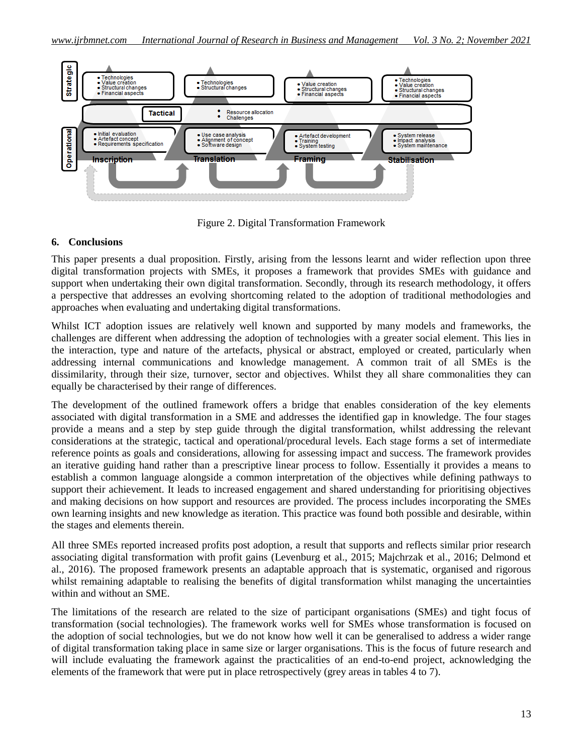Figure 2. Digital Transformation Framework

## 6. Conclusions

This paper presents a dual proposition. Firstly, arising from the lessons learnt and wider reflection upon three digital transformation projects with SMEs, it proposes a framework that provides SMEs with guidance and support when undertaking their own digital transformation. Secondly, through its research methodology, it offers a perspective that addresses an evolving shortcoming related to the adoption of traditional methodologies and approaches when evaluating and undertaking digital transformations.

Whilst ICT adoption issues are relatively well known and supported by many models and frameworks, the challenges are different when addressing the adoption of technologies with a greater social element. This lies in the interaction, type and nature of the artefacts, physical or abstract, employed or created, particularly when addressing internal communications and knowledge management. A common trait of all SMEs is the dissimilarity, through their size, turnover, sector and objectives. Whilst they all share commonalities they can equally be characterised by their range of differences.

The development of the outlined framework offers a bridge that enables consideration of the key elements associated with digital transformation in a SME and addresses the identified gap in knowledge. The four stages provide a means and a step by step guide through the digital transformation, whilst addressing the relevant considerations at the strategic, tactical and operational/procedural levels. Each stage forms a set of intermediate reference points as goals and considerations, allowing for assessing impact and success. The framework provides an iterative guiding hand rather than a prescriptive linear process to follow. Essentially it provides a means to establish a common language alongside a common interpretation of the objectives while defining pathways to support their achievement. It leads to increased engagement and shared understanding for prioritising objectives and making decisions on how support and resources are provided. The process includes incorporating the SMEs own learning insights and new knowledge as iteration. This practice was found both possible and desirable, within the stages and elements therein.

All three SMEs reported increased profits post adoption, a result that supports and reflects similar prior research associating digital transformation with profit gains (Levenburg et al., 2015; Majchrzak et al., 2016; Delmond et al., 2016). The proposed framework presents an adaptable approach that is systematic, organised and rigorous whilst remaining adaptable to realising the benefits of digital transformation whilst managing the uncertainties within and without an SME.

The limitations of the research are related to the size of participant organisations (SMEs) and tight focus of transformation (social technologies). The framework works well for SMEs whose transformation is focused on the adoption of social technologies, but we do not know how well it can be generalised to address a wider range of digital transformation taking place in same size or larger organisations. This is the focus of future research and will include evaluating the framework against the practicalities of an end-to-end project, acknowledging the elements of the framework that were put in place retrospectively (grey areas in tables 4 to 7).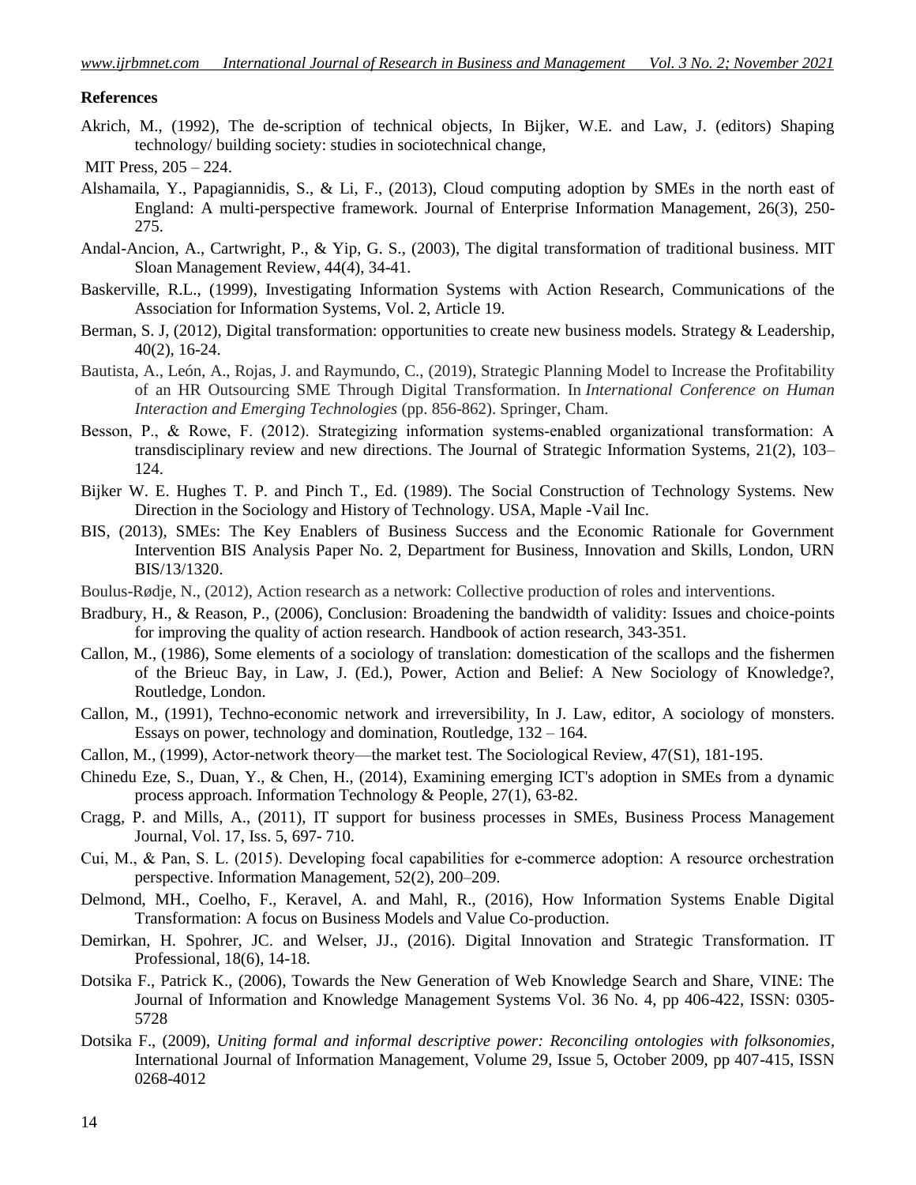**References**

Akrich, M., (1992), The de-scription of technical objects, In Bijker, W.E. and Law, J. (editors) Shaping technology/ building society: studies in sociotechnical change,

MIT Press, 205 – 224.

Alshamaila, Y., Papagiannidis, S., & Li, F., (2013), Cloud computing adoption by SMEs in the north east of England: A multi-perspective framework. Journal of Enterprise Information Management, 26(3), 250-275.

Andal-Ancion, A., Cartwright, P., & Yip, G. S., (2003), The digital transformation of traditional business. MIT Sloan Management Review, 44(4), 34-41.

Baskerville, R.L., (1999), Investigating Information Systems with Action Research, Communications of the Association for Information Systems, Vol. 2, Article 19.

Berman, S. J, (2012), Digital transformation: opportunities to create new business models. Strategy & Leadership, 40(2), 16-24.

Bautista, A., León, A., Rojas, J. and Raymundo, C., (2019), Strategic Planning Model to Increase the Profitability of an HR Outsourcing SME Through Digital Transformation. In *International Conference on Human Interaction and Emerging Technologies* (pp. 856-862). Springer, Cham.

Besson, P., & Rowe, F. (2012). Strategizing information systems-enabled organizational transformation: A transdisciplinary review and new directions. The Journal of Strategic Information Systems, 21(2), 103–124.

Bijker W. E. Hughes T. P. and Pinch T., Ed. (1989). The Social Construction of Technology Systems. New Direction in the Sociology and History of Technology. USA, Maple -Vail Inc.

BIS, (2013), SMEs: The Key Enablers of Business Success and the Economic Rationale for Government Intervention BIS Analysis Paper No. 2, Department for Business, Innovation and Skills, London, URN BIS/13/1320.

Boulus-Rødje, N., (2012), Action research as a network: Collective production of roles and interventions.

Bradbury, H., & Reason, P., (2006), Conclusion: Broadening the bandwidth of validity: Issues and choice-points for improving the quality of action research. Handbook of action research, 343-351.

Callon, M., (1986), Some elements of a sociology of translation: domestication of the scallops and the fishermen of the Brieuc Bay, in Law, J. (Ed.), Power, Action and Belief: A New Sociology of Knowledge?, Routledge, London.

Callon, M., (1991), Techno-economic network and irreversibility, In J. Law, editor, A sociology of monsters. Essays on power, technology and domination, Routledge, 132 – 164.

Callon, M., (1999), Actor-network theory—the market test. The Sociological Review, 47(S1), 181-195.

Chinedu Eze, S., Duan, Y., & Chen, H., (2014), Examining emerging ICT's adoption in SMEs from a dynamic process approach. Information Technology & People, 27(1), 63-82.

Cragg, P. and Mills, A., (2011), IT support for business processes in SMEs, Business Process Management Journal, Vol. 17, Iss. 5, 697- 710.

Cui, M., & Pan, S. L. (2015). Developing focal capabilities for e-commerce adoption: A resource orchestration perspective. Information Management, 52(2), 200–209.

Delmond, MH., Coelho, F., Keravel, A. and Mahl, R., (2016), How Information Systems Enable Digital Transformation: A focus on Business Models and Value Co-production.

Demirkan, H. Spohrer, JC. and Welser, JJ., (2016). Digital Innovation and Strategic Transformation. IT Professional, 18(6), 14-18.

Dotsika F., Patrick K., (2006), Towards the New Generation of Web Knowledge Search and Share, VINE: The Journal of Information and Knowledge Management Systems Vol. 36 No. 4, pp 406-422, ISSN: 0305-5728

Dotsika F., (2009), *Uniting formal and informal descriptive power: Reconciling ontologies with folksonomies*, International Journal of Information Management, Volume 29, Issue 5, October 2009, pp 407-415, ISSN 0268-4012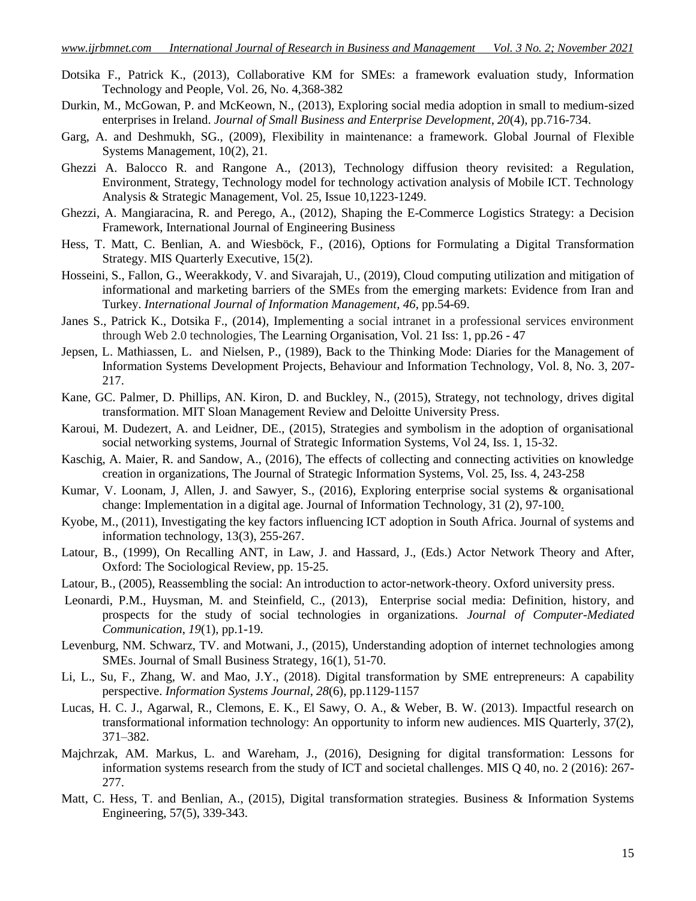Dotsika F., Patrick K., (2013), Collaborative KM for SMEs: a framework evaluation study, Information Technology and People, Vol. 26, No. 4,368-382

Durkin, M., McGowan, P. and McKeown, N., (2013), Exploring social media adoption in small to medium-sized enterprises in Ireland. *Journal of Small Business and Enterprise Development*, *20*(4), pp.716-734.

Garg, A. and Deshmukh, SG., (2009), Flexibility in maintenance: a framework. Global Journal of Flexible Systems Management, 10(2), 21.

Ghezzi A. Balocco R. and Rangone A., (2013), Technology diffusion theory revisited: a Regulation, Environment, Strategy, Technology model for technology activation analysis of Mobile ICT. Technology Analysis & Strategic Management, Vol. 25, Issue 10,1223-1249.

Ghezzi, A. Mangiaracina, R. and Perego, A., (2012), Shaping the E-Commerce Logistics Strategy: a Decision Framework, International Journal of Engineering Business

Hess, T. Matt, C. Benlian, A. and Wiesböck, F., (2016), Options for Formulating a Digital Transformation Strategy. MIS Quarterly Executive, 15(2).

Hosseini, S., Fallon, G., Weerakkody, V. and Sivarajah, U., (2019), Cloud computing utilization and mitigation of informational and marketing barriers of the SMEs from the emerging markets: Evidence from Iran and Turkey. *International Journal of Information Management*, *46*, pp.54-69.

Janes S., Patrick K., Dotsika F., (2014), Implementing a social intranet in a professional services environment through Web 2.0 technologies, The Learning Organisation, Vol. 21 Iss: 1, pp.26 - 47

Jepsen, L. Mathiassen, L. and Nielsen, P., (1989), Back to the Thinking Mode: Diaries for the Management of Information Systems Development Projects, Behaviour and Information Technology, Vol. 8, No. 3, 207-217.

Kane, GC. Palmer, D. Phillips, AN. Kiron, D. and Buckley, N., (2015), Strategy, not technology, drives digital transformation. MIT Sloan Management Review and Deloitte University Press.

Karoui, M. Dudezert, A. and Leidner, DE., (2015), Strategies and symbolism in the adoption of organisational social networking systems, Journal of Strategic Information Systems, Vol 24, Iss. 1, 15-32.

Kaschig, A. Maier, R. and Sandow, A., (2016), The effects of collecting and connecting activities on knowledge creation in organizations, The Journal of Strategic Information Systems, Vol. 25, Iss. 4, 243-258

Kumar, V. Loonam, J, Allen, J. and Sawyer, S., (2016), Exploring enterprise social systems & organisational change: Implementation in a digital age. Journal of Information Technology, 31 (2), 97-100.

Kyobe, M., (2011), Investigating the key factors influencing ICT adoption in South Africa. Journal of systems and information technology, 13(3), 255-267.

Latour, B., (1999), On Recalling ANT, in Law, J. and Hassard, J., (Eds.) Actor Network Theory and After, Oxford: The Sociological Review, pp. 15-25.

Latour, B., (2005), Reassembling the social: An introduction to actor-network-theory. Oxford university press.

Leonardi, P.M., Huysman, M. and Steinfield, C., (2013), Enterprise social media: Definition, history, and prospects for the study of social technologies in organizations. *Journal of Computer-Mediated Communication*, *19*(1), pp.1-19.

Levenburg, NM. Schwarz, TV. and Motwani, J., (2015), Understanding adoption of internet technologies among SMEs. Journal of Small Business Strategy, 16(1), 51-70.

Li, L., Su, F., Zhang, W. and Mao, J.Y., (2018). Digital transformation by SME entrepreneurs: A capability perspective. *Information Systems Journal*, *28*(6), pp.1129-1157

Lucas, H. C. J., Agarwal, R., Clemons, E. K., El Sawy, O. A., & Weber, B. W. (2013). Impactful research on transformational information technology: An opportunity to inform new audiences. MIS Quarterly, 37(2), 371–382.

Majchrzak, AM. Markus, L. and Wareham, J., (2016), Designing for digital transformation: Lessons for information systems research from the study of ICT and societal challenges. MIS Q 40, no. 2 (2016): 267-277.

Matt, C. Hess, T. and Benlian, A., (2015), Digital transformation strategies. Business & Information Systems Engineering, 57(5), 339-343.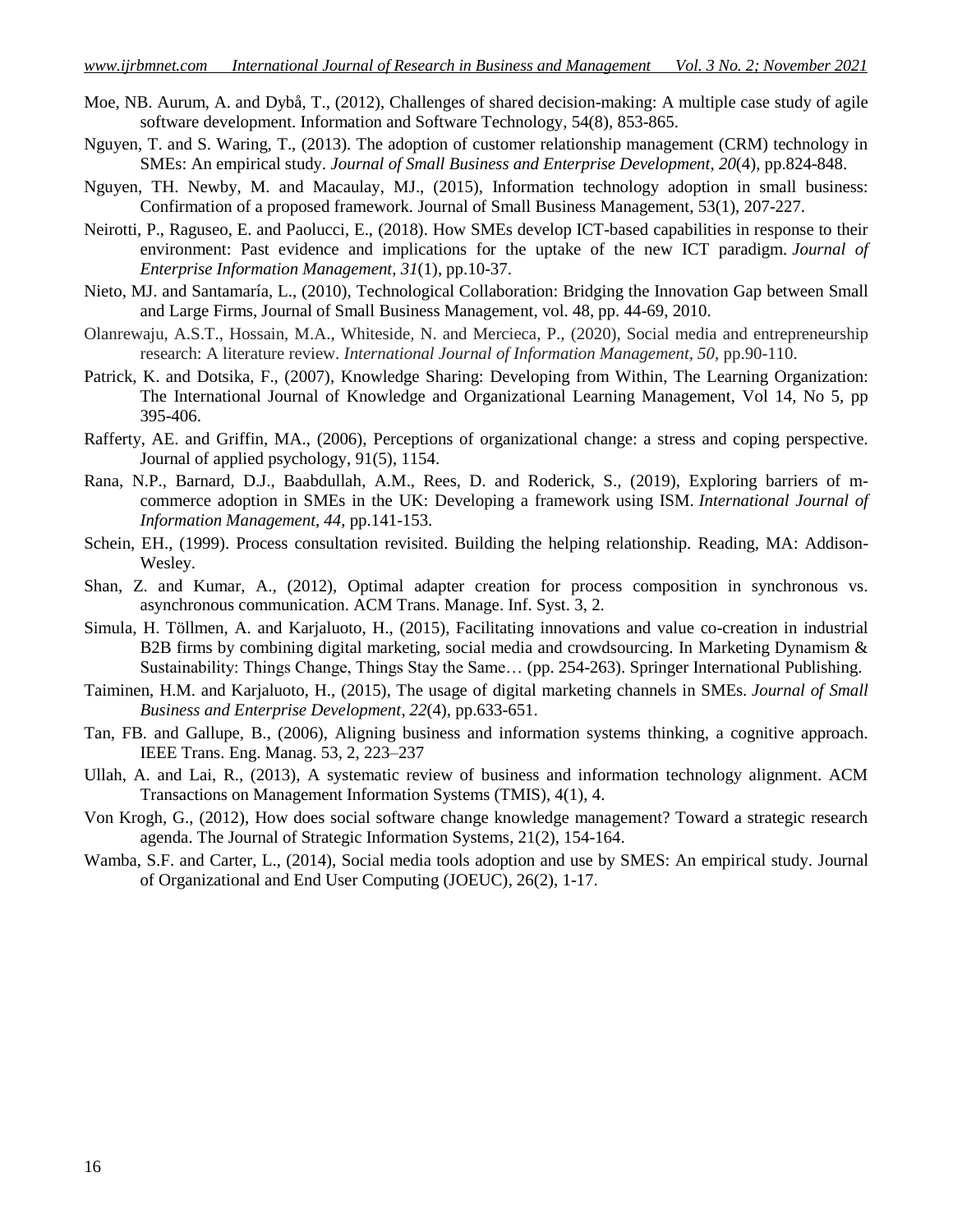Moe, NB. Aurum, A. and Dybå, T., (2012), Challenges of shared decision-making: A multiple case study of agile software development. Information and Software Technology, 54(8), 853-865.

Nguyen, T. and S. Waring, T., (2013). The adoption of customer relationship management (CRM) technology in SMEs: An empirical study. *Journal of Small Business and Enterprise Development*, *20*(4), pp.824-848.

Nguyen, TH. Newby, M. and Macaulay, MJ., (2015), Information technology adoption in small business: Confirmation of a proposed framework. Journal of Small Business Management, 53(1), 207-227.

Neirotti, P., Raguseo, E. and Paolucci, E., (2018). How SMEs develop ICT-based capabilities in response to their environment: Past evidence and implications for the uptake of the new ICT paradigm. *Journal of Enterprise Information Management*, *31*(1), pp.10-37.

Nieto, MJ. and Santamaría, L., (2010), Technological Collaboration: Bridging the Innovation Gap between Small and Large Firms, Journal of Small Business Management, vol. 48, pp. 44-69, 2010.

Olanrewaju, A.S.T., Hossain, M.A., Whiteside, N. and Mercieca, P., (2020), Social media and entrepreneurship research: A literature review. *International Journal of Information Management*, *50*, pp.90-110.

Patrick, K. and Dotsika, F., (2007), Knowledge Sharing: Developing from Within, The Learning Organization: The International Journal of Knowledge and Organizational Learning Management, Vol 14, No 5, pp 395-406.

Rafferty, AE. and Griffin, MA., (2006), Perceptions of organizational change: a stress and coping perspective. Journal of applied psychology, 91(5), 1154.

Rana, N.P., Barnard, D.J., Baabdullah, A.M., Rees, D. and Roderick, S., (2019), Exploring barriers of m-commerce adoption in SMEs in the UK: Developing a framework using ISM. *International Journal of Information Management*, *44*, pp.141-153.

Schein, EH., (1999). Process consultation revisited. Building the helping relationship. Reading, MA: Addison-Wesley.

Shan, Z. and Kumar, A., (2012), Optimal adapter creation for process composition in synchronous vs. asynchronous communication. ACM Trans. Manage. Inf. Syst. 3, 2.

Simula, H. Töllmen, A. and Karjaluoto, H., (2015), Facilitating innovations and value co-creation in industrial B2B firms by combining digital marketing, social media and crowdsourcing. In Marketing Dynamism & Sustainability: Things Change, Things Stay the Same… (pp. 254-263). Springer International Publishing.

Taiminen, H.M. and Karjaluoto, H., (2015), The usage of digital marketing channels in SMEs. *Journal of Small Business and Enterprise Development*, *22*(4), pp.633-651.

Tan, FB. and Gallupe, B., (2006), Aligning business and information systems thinking, a cognitive approach. IEEE Trans. Eng. Manag. 53, 2, 223–237

Ullah, A. and Lai, R., (2013), A systematic review of business and information technology alignment. ACM Transactions on Management Information Systems (TMIS), 4(1), 4.

Von Krogh, G., (2012), How does social software change knowledge management? Toward a strategic research agenda. The Journal of Strategic Information Systems, 21(2), 154-164.

Wamba, S.F. and Carter, L., (2014), Social media tools adoption and use by SMES: An empirical study. Journal of Organizational and End User Computing (JOEUC), 26(2), 1-17.